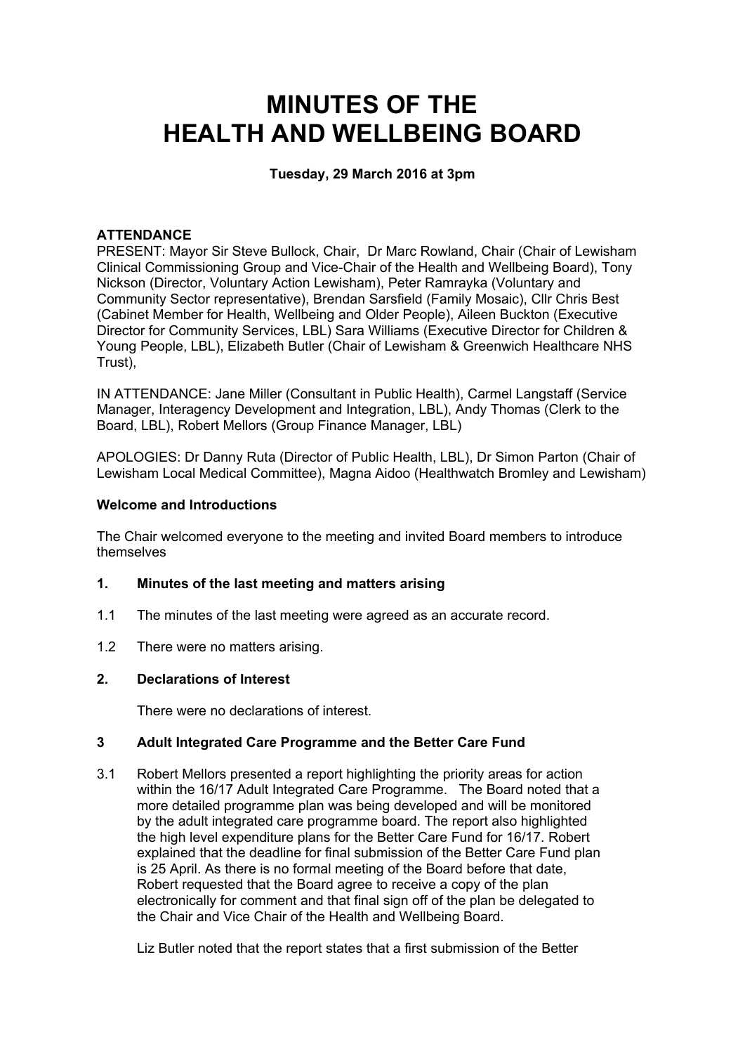# MINUTES OF THE HEALTH AND WELLBEING BOARD

**Tuesday, 29 March 2016 at 3pm**

**ATTENDANCE**

PRESENT: Mayor Sir Steve Bullock, Chair, Dr Marc Rowland, Chair (Chair of Lewisham Clinical Commissioning Group and Vice-Chair of the Health and Wellbeing Board), Tony Nickson (Director, Voluntary Action Lewisham), Peter Ramrayka (Voluntary and Community Sector representative), Brendan Sarsfield (Family Mosaic), Cllr Chris Best (Cabinet Member for Health, Wellbeing and Older People), Aileen Buckton (Executive Director for Community Services, LBL) Sara Williams (Executive Director for Children & Young People, LBL), Elizabeth Butler (Chair of Lewisham & Greenwich Healthcare NHS Trust),

IN ATTENDANCE: Jane Miller (Consultant in Public Health), Carmel Langstaff (Service Manager, Interagency Development and Integration, LBL), Andy Thomas (Clerk to the Board, LBL), Robert Mellors (Group Finance Manager, LBL)

APOLOGIES: Dr Danny Ruta (Director of Public Health, LBL), Dr Simon Parton (Chair of Lewisham Local Medical Committee), Magna Aidoo (Healthwatch Bromley and Lewisham)

**Welcome and Introductions**

The Chair welcomed everyone to the meeting and invited Board members to introduce themselves

**1. Minutes of the last meeting and matters arising**

1.1 The minutes of the last meeting were agreed as an accurate record.

1.2 There were no matters arising.

**2. Declarations of Interest**

There were no declarations of interest.

**3 Adult Integrated Care Programme and the Better Care Fund**

3.1 Robert Mellors presented a report highlighting the priority areas for action within the 16/17 Adult Integrated Care Programme. The Board noted that a more detailed programme plan was being developed and will be monitored by the adult integrated care programme board. The report also highlighted the high level expenditure plans for the Better Care Fund for 16/17. Robert explained that the deadline for final submission of the Better Care Fund plan is 25 April. As there is no formal meeting of the Board before that date, Robert requested that the Board agree to receive a copy of the plan electronically for comment and that final sign off of the plan be delegated to the Chair and Vice Chair of the Health and Wellbeing Board.

Liz Butler noted that the report states that a first submission of the Better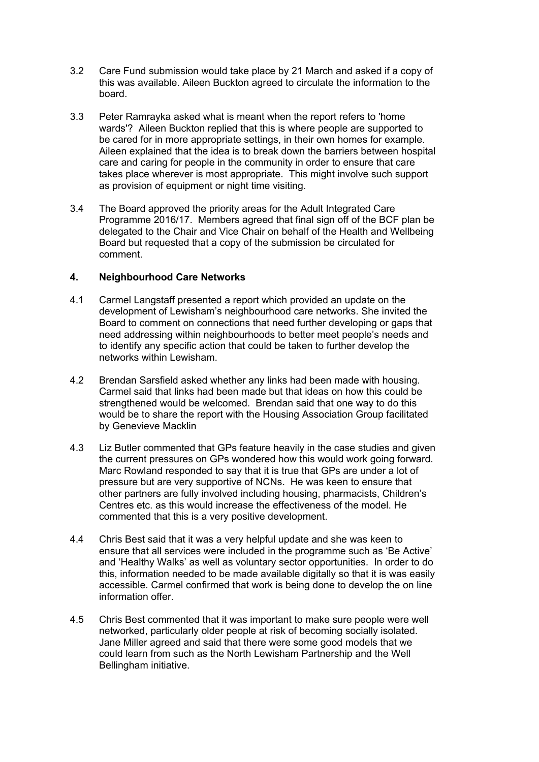3.2 Care Fund submission would take place by 21 March and asked if a copy of this was available. Aileen Buckton agreed to circulate the information to the board.

3.3 Peter Ramrayka asked what is meant when the report refers to 'home wards'? Aileen Buckton replied that this is where people are supported to be cared for in more appropriate settings, in their own homes for example. Aileen explained that the idea is to break down the barriers between hospital care and caring for people in the community in order to ensure that care takes place wherever is most appropriate. This might involve such support as provision of equipment or night time visiting.

3.4 The Board approved the priority areas for the Adult Integrated Care Programme 2016/17. Members agreed that final sign off of the BCF plan be delegated to the Chair and Vice Chair on behalf of the Health and Wellbeing Board but requested that a copy of the submission be circulated for comment.

## 4. Neighbourhood Care Networks

4.1 Carmel Langstaff presented a report which provided an update on the development of Lewisham's neighbourhood care networks. She invited the Board to comment on connections that need further developing or gaps that need addressing within neighbourhoods to better meet people's needs and to identify any specific action that could be taken to further develop the networks within Lewisham.

4.2 Brendan Sarsfield asked whether any links had been made with housing. Carmel said that links had been made but that ideas on how this could be strengthened would be welcomed. Brendan said that one way to do this would be to share the report with the Housing Association Group facilitated by Genevieve Macklin

4.3 Liz Butler commented that GPs feature heavily in the case studies and given the current pressures on GPs wondered how this would work going forward. Marc Rowland responded to say that it is true that GPs are under a lot of pressure but are very supportive of NCNs. He was keen to ensure that other partners are fully involved including housing, pharmacists, Children's Centres etc. as this would increase the effectiveness of the model. He commented that this is a very positive development.

4.4 Chris Best said that it was a very helpful update and she was keen to ensure that all services were included in the programme such as 'Be Active' and 'Healthy Walks' as well as voluntary sector opportunities. In order to do this, information needed to be made available digitally so that it is was easily accessible. Carmel confirmed that work is being done to develop the on line information offer.

4.5 Chris Best commented that it was important to make sure people were well networked, particularly older people at risk of becoming socially isolated. Jane Miller agreed and said that there were some good models that we could learn from such as the North Lewisham Partnership and the Well Bellingham initiative.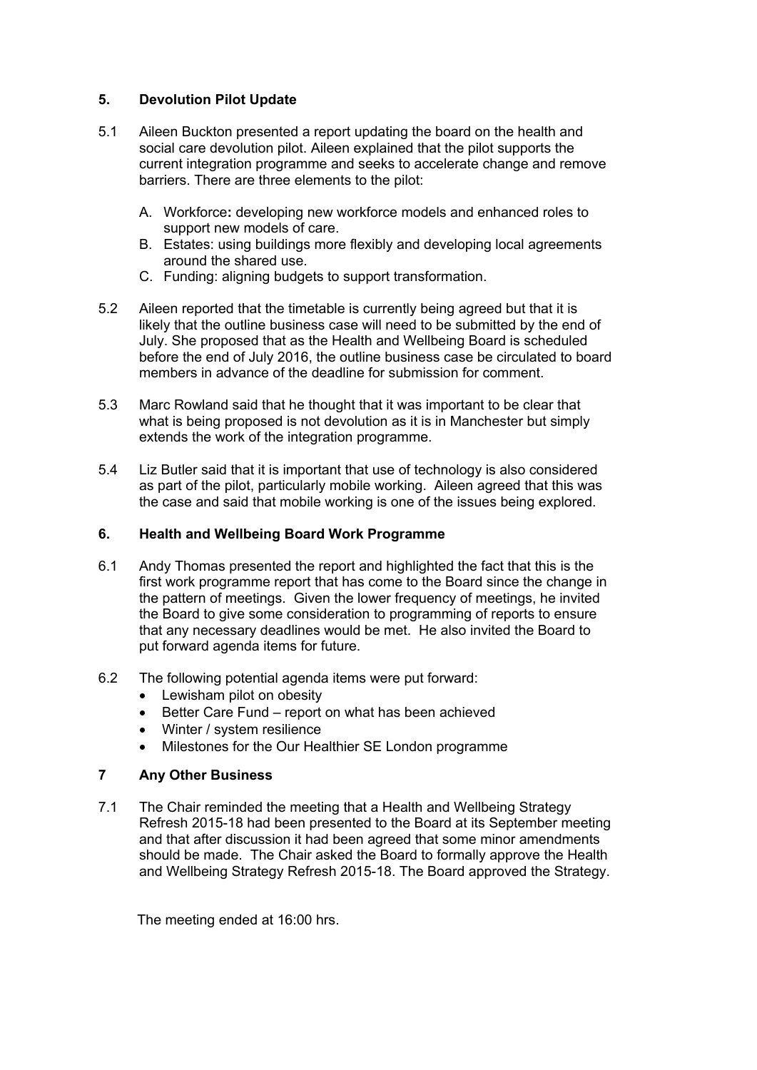## 5. Devolution Pilot Update

5.1 Aileen Buckton presented a report updating the board on the health and social care devolution pilot. Aileen explained that the pilot supports the current integration programme and seeks to accelerate change and remove barriers. There are three elements to the pilot:

A. Workforce**:** developing new workforce models and enhanced roles to support new models of care.
B. Estates: using buildings more flexibly and developing local agreements around the shared use.
C. Funding: aligning budgets to support transformation.

5.2 Aileen reported that the timetable is currently being agreed but that it is likely that the outline business case will need to be submitted by the end of July. She proposed that as the Health and Wellbeing Board is scheduled before the end of July 2016, the outline business case be circulated to board members in advance of the deadline for submission for comment.

5.3 Marc Rowland said that he thought that it was important to be clear that what is being proposed is not devolution as it is in Manchester but simply extends the work of the integration programme.

5.4 Liz Butler said that it is important that use of technology is also considered as part of the pilot, particularly mobile working. Aileen agreed that this was the case and said that mobile working is one of the issues being explored.

## 6. Health and Wellbeing Board Work Programme

6.1 Andy Thomas presented the report and highlighted the fact that this is the first work programme report that has come to the Board since the change in the pattern of meetings. Given the lower frequency of meetings, he invited the Board to give some consideration to programming of reports to ensure that any necessary deadlines would be met. He also invited the Board to put forward agenda items for future.

6.2 The following potential agenda items were put forward:

- Lewisham pilot on obesity
- Better Care Fund – report on what has been achieved
- Winter / system resilience
- Milestones for the Our Healthier SE London programme

## 7 Any Other Business

7.1 The Chair reminded the meeting that a Health and Wellbeing Strategy Refresh 2015-18 had been presented to the Board at its September meeting and that after discussion it had been agreed that some minor amendments should be made. The Chair asked the Board to formally approve the Health and Wellbeing Strategy Refresh 2015-18. The Board approved the Strategy.

The meeting ended at 16:00 hrs.